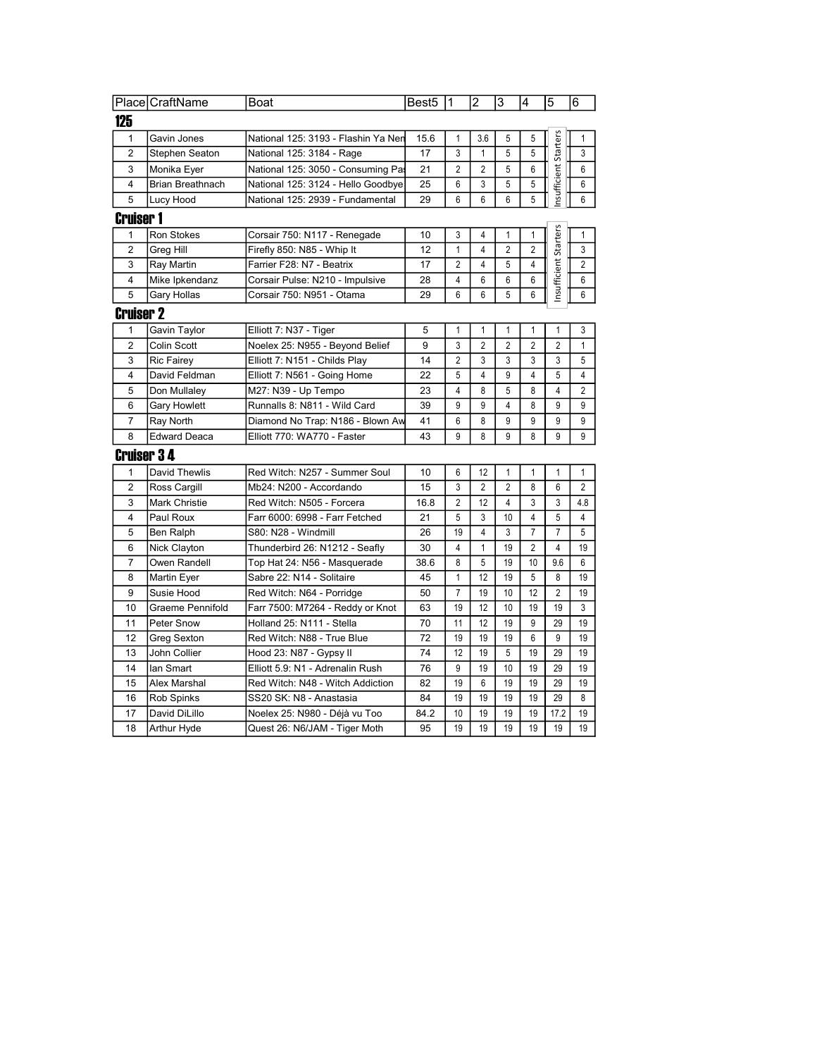| Place | CraftName | Boat | Best5 | 1 | 2 | 3 | 4 | 5 | 6 |
|---|---|---|---|---|---|---|---|---|---|
| **125** | | | | | | | | | |
| 1 | Gavin Jones | National 125: 3193 - Flashin Ya Nen | 15.6 | 1 | 3.6 | 5 | 5 | Insufficient Starters | 1 |
| 2 | Stephen Seaton | National 125: 3184 - Rage | 17 | 3 | 1 | 5 | 5 | | 3 |
| 3 | Monika Eyer | National 125: 3050 - Consuming Pa | 21 | 2 | 2 | 5 | 6 | | 6 |
| 4 | Brian Breathnach | National 125: 3124 - Hello Goodbye | 25 | 6 | 3 | 5 | 5 | | 6 |
| 5 | Lucy Hood | National 125: 2939 - Fundamental | 29 | 6 | 6 | 6 | 5 | | 6 |
| **Cruiser 1** | | | | | | | | | |
| 1 | Ron Stokes | Corsair 750: N117 - Renegade | 10 | 3 | 4 | 1 | 1 | Insufficient Starters | 1 |
| 2 | Greg Hill | Firefly 850: N85 - Whip It | 12 | 1 | 4 | 2 | 2 | | 3 |
| 3 | Ray Martin | Farrier F28: N7 - Beatrix | 17 | 2 | 4 | 5 | 4 | | 2 |
| 4 | Mike Ipkendanz | Corsair Pulse: N210 - Impulsive | 28 | 4 | 6 | 6 | 6 | | 6 |
| 5 | Gary Hollas | Corsair 750: N951 - Otama | 29 | 6 | 6 | 5 | 6 | | 6 |
| **Cruiser 2** | | | | | | | | | |
| 1 | Gavin Taylor | Elliott 7: N37 - Tiger | 5 | 1 | 1 | 1 | 1 | 1 | 3 |
| 2 | Colin Scott | Noelex 25: N955 - Beyond Belief | 9 | 3 | 2 | 2 | 2 | 2 | 1 |
| 3 | Ric Fairey | Elliott 7: N151 - Childs Play | 14 | 2 | 3 | 3 | 3 | 3 | 5 |
| 4 | David Feldman | Elliott 7: N561 - Going Home | 22 | 5 | 4 | 9 | 4 | 5 | 4 |
| 5 | Don Mullaley | M27: N39 - Up Tempo | 23 | 4 | 8 | 5 | 8 | 4 | 2 |
| 6 | Gary Howlett | Runnalls 8: N811 - Wild Card | 39 | 9 | 9 | 4 | 8 | 9 | 9 |
| 7 | Ray North | Diamond No Trap: N186 - Blown Aw | 41 | 6 | 8 | 9 | 9 | 9 | 9 |
| 8 | Edward Deaca | Elliott 770: WA770 - Faster | 43 | 9 | 8 | 9 | 8 | 9 | 9 |
| **Cruiser 3 4** | | | | | | | | | |
| 1 | David Thewlis | Red Witch: N257 - Summer Soul | 10 | 6 | 12 | 1 | 1 | 1 | 1 |
| 2 | Ross Cargill | Mb24: N200 - Accordando | 15 | 3 | 2 | 2 | 8 | 6 | 2 |
| 3 | Mark Christie | Red Witch: N505 - Forcera | 16.8 | 2 | 12 | 4 | 3 | 3 | 4.8 |
| 4 | Paul Roux | Farr 6000: 6998 - Farr Fetched | 21 | 5 | 3 | 10 | 4 | 5 | 4 |
| 5 | Ben Ralph | S80: N28 - Windmill | 26 | 19 | 4 | 3 | 7 | 7 | 5 |
| 6 | Nick Clayton | Thunderbird 26: N1212 - Seafly | 30 | 4 | 1 | 19 | 2 | 4 | 19 |
| 7 | Owen Randell | Top Hat 24: N56 - Masquerade | 38.6 | 8 | 5 | 19 | 10 | 9.6 | 6 |
| 8 | Martin Eyer | Sabre 22: N14 - Solitaire | 45 | 1 | 12 | 19 | 5 | 8 | 19 |
| 9 | Susie Hood | Red Witch: N64 - Porridge | 50 | 7 | 19 | 10 | 12 | 2 | 19 |
| 10 | Graeme Pennifold | Farr 7500: M7264 - Reddy or Knot | 63 | 19 | 12 | 10 | 19 | 19 | 3 |
| 11 | Peter Snow | Holland 25: N111 - Stella | 70 | 11 | 12 | 19 | 9 | 29 | 19 |
| 12 | Greg Sexton | Red Witch: N88 - True Blue | 72 | 19 | 19 | 19 | 6 | 9 | 19 |
| 13 | John Collier | Hood 23: N87 - Gypsy II | 74 | 12 | 19 | 5 | 19 | 29 | 19 |
| 14 | Ian Smart | Elliott 5.9: N1 - Adrenalin Rush | 76 | 9 | 19 | 10 | 19 | 29 | 19 |
| 15 | Alex Marshal | Red Witch: N48 - Witch Addiction | 82 | 19 | 6 | 19 | 19 | 29 | 19 |
| 16 | Rob Spinks | SS20 SK: N8 - Anastasia | 84 | 19 | 19 | 19 | 19 | 29 | 8 |
| 17 | David DiLillo | Noelex 25: N980 - Déjà vu Too | 84.2 | 10 | 19 | 19 | 19 | 17.2 | 19 |
| 18 | Arthur Hyde | Quest 26: N6/JAM - Tiger Moth | 95 | 19 | 19 | 19 | 19 | 19 | 19 |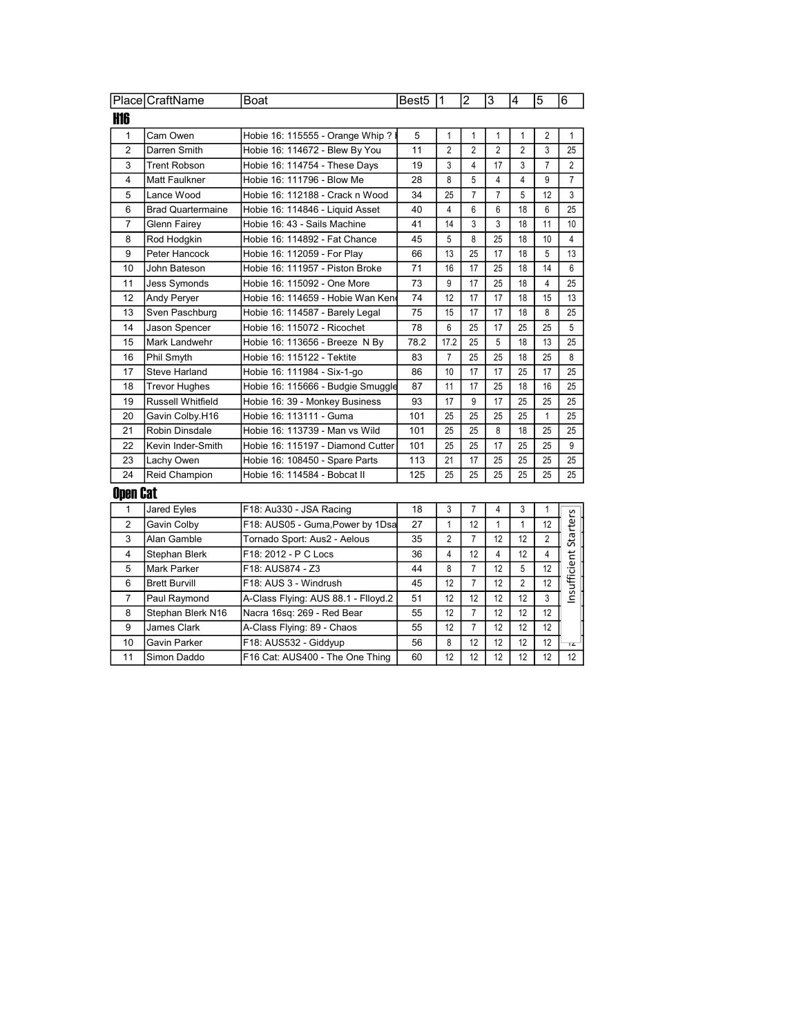| Place | CraftName | Boat | Best5 | 1 | 2 | 3 | 4 | 5 | 6 |
|---|---|---|---|---|---|---|---|---|---|
| **H16** | | | | | | | | | |
| 1 | Cam Owen | Hobie 16: 115555 - Orange Whip ? | 5 | 1 | 1 | 1 | 1 | 2 | 1 |
| 2 | Darren Smith | Hobie 16: 114672 - Blew By You | 11 | 2 | 2 | 2 | 2 | 3 | 25 |
| 3 | Trent Robson | Hobie 16: 114754 - These Days | 19 | 3 | 4 | 17 | 3 | 7 | 2 |
| 4 | Matt Faulkner | Hobie 16: 111796 - Blow Me | 28 | 8 | 5 | 4 | 4 | 9 | 7 |
| 5 | Lance Wood | Hobie 16: 112188 - Crack n Wood | 34 | 25 | 7 | 7 | 5 | 12 | 3 |
| 6 | Brad Quartermaine | Hobie 16: 114846 - Liquid Asset | 40 | 4 | 6 | 6 | 18 | 6 | 25 |
| 7 | Glenn Fairey | Hobie 16: 43 - Sails Machine | 41 | 14 | 3 | 3 | 18 | 11 | 10 |
| 8 | Rod Hodgkin | Hobie 16: 114892 - Fat Chance | 45 | 5 | 8 | 25 | 18 | 10 | 4 |
| 9 | Peter Hancock | Hobie 16: 112059 - For Play | 66 | 13 | 25 | 17 | 18 | 5 | 13 |
| 10 | John Bateson | Hobie 16: 111957 - Piston Broke | 71 | 16 | 17 | 25 | 18 | 14 | 6 |
| 11 | Jess Symonds | Hobie 16: 115092 - One More | 73 | 9 | 17 | 25 | 18 | 4 | 25 |
| 12 | Andy Peryer | Hobie 16: 114659 - Hobie Wan Ken | 74 | 12 | 17 | 17 | 18 | 15 | 13 |
| 13 | Sven Paschburg | Hobie 16: 114587 - Barely Legal | 75 | 15 | 17 | 17 | 18 | 8 | 25 |
| 14 | Jason Spencer | Hobie 16: 115072 - Ricochet | 78 | 6 | 25 | 17 | 25 | 25 | 5 |
| 15 | Mark Landwehr | Hobie 16: 113656 - Breeze N By | 78.2 | 17.2 | 25 | 5 | 18 | 13 | 25 |
| 16 | Phil Smyth | Hobie 16: 115122 - Tektite | 83 | 7 | 25 | 25 | 18 | 25 | 8 |
| 17 | Steve Harland | Hobie 16: 111984 - Six-1-go | 86 | 10 | 17 | 17 | 25 | 17 | 25 |
| 18 | Trevor Hughes | Hobie 16: 115666 - Budgie Smuggle | 87 | 11 | 17 | 25 | 18 | 16 | 25 |
| 19 | Russell Whitfield | Hobie 16: 39 - Monkey Business | 93 | 17 | 9 | 17 | 25 | 25 | 25 |
| 20 | Gavin Colby.H16 | Hobie 16: 113111 - Guma | 101 | 25 | 25 | 25 | 25 | 1 | 25 |
| 21 | Robin Dinsdale | Hobie 16: 113739 - Man vs Wild | 101 | 25 | 25 | 8 | 18 | 25 | 25 |
| 22 | Kevin Inder-Smith | Hobie 16: 115197 - Diamond Cutter | 101 | 25 | 25 | 17 | 25 | 25 | 9 |
| 23 | Lachy Owen | Hobie 16: 108450 - Spare Parts | 113 | 21 | 17 | 25 | 25 | 25 | 25 |
| 24 | Reid Champion | Hobie 16: 114584 - Bobcat II | 125 | 25 | 25 | 25 | 25 | 25 | 25 |
| **Open Cat** | | | | | | | | | |
| 1 | Jared Eyles | F18: Au330 - JSA Racing | 18 | 3 | 7 | 4 | 3 | 1 | Insufficient Starters |
| 2 | Gavin Colby | F18: AUS05 - Guma,Power by 1Dsa | 27 | 1 | 12 | 1 | 1 | 12 | |
| 3 | Alan Gamble | Tornado Sport: Aus2 - Aelous | 35 | 2 | 7 | 12 | 12 | 2 | |
| 4 | Stephan Blerk | F18: 2012 - P C Locs | 36 | 4 | 12 | 4 | 12 | 4 | |
| 5 | Mark Parker | F18: AUS874 - Z3 | 44 | 8 | 7 | 12 | 5 | 12 | |
| 6 | Brett Burvill | F18: AUS 3 - Windrush | 45 | 12 | 7 | 12 | 2 | 12 | |
| 7 | Paul Raymond | A-Class Flying: AUS 88.1 - Flloyd.2 | 51 | 12 | 12 | 12 | 12 | 3 | |
| 8 | Stephan Blerk N16 | Nacra 16sq: 269 - Red Bear | 55 | 12 | 7 | 12 | 12 | 12 | |
| 9 | James Clark | A-Class Flying: 89 - Chaos | 55 | 12 | 7 | 12 | 12 | 12 | |
| 10 | Gavin Parker | F18: AUS532 - Giddyup | 56 | 8 | 12 | 12 | 12 | 12 | 12 |
| 11 | Simon Daddo | F16 Cat: AUS400 - The One Thing | 60 | 12 | 12 | 12 | 12 | 12 | 12 |